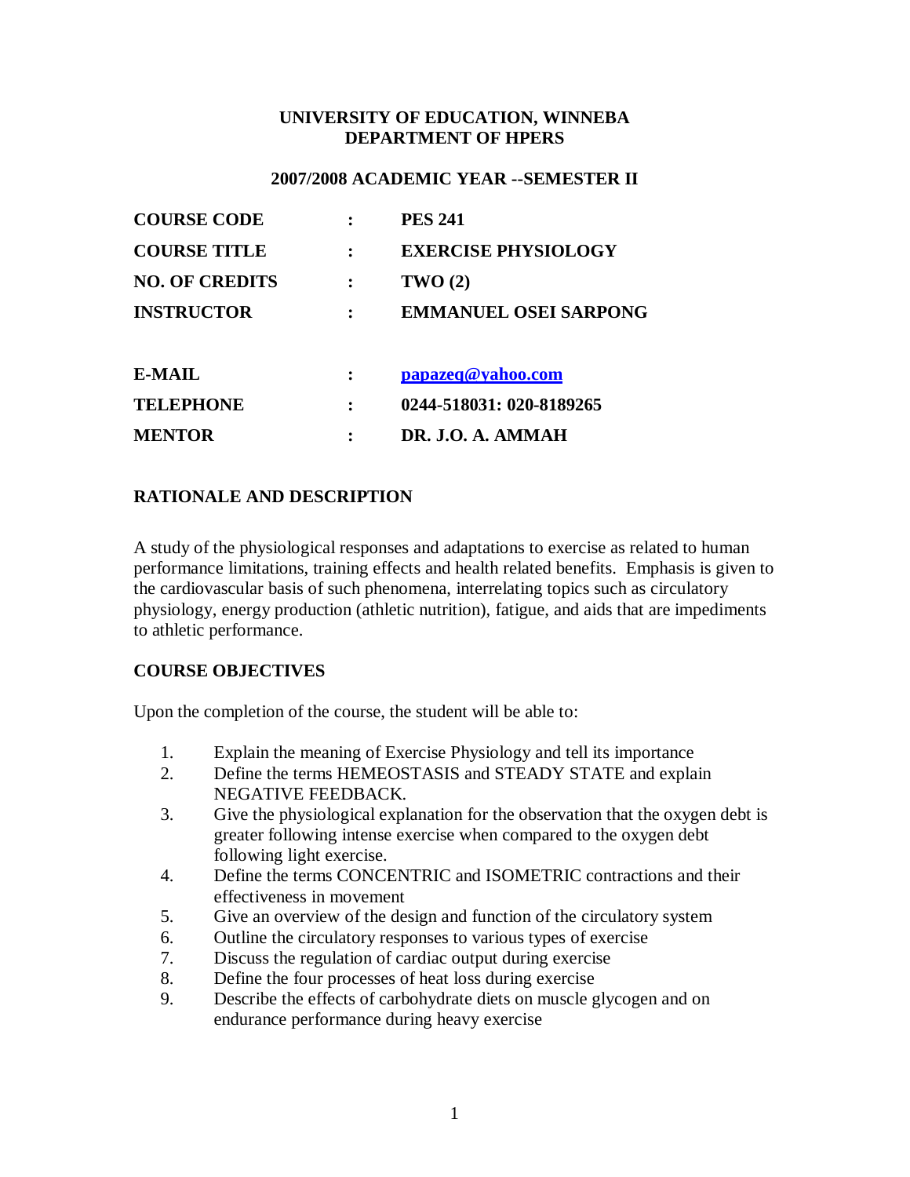**UNIVERSITY OF EDUCATION, WINNEBA**
**DEPARTMENT OF HPERS**

**2007/2008 ACADEMIC YEAR --SEMESTER II**

| | | |
|---|---|---|
| **COURSE CODE** | **:** | **PES 241** |
| **COURSE TITLE** | **:** | **EXERCISE PHYSIOLOGY** |
| **NO. OF CREDITS** | **:** | **TWO (2)** |
| **INSTRUCTOR** | **:** | **EMMANUEL OSEI SARPONG** |
| **E-MAIL** | **:** | **papazeq@yahoo.com** |
| **TELEPHONE** | **:** | **0244-518031: 020-8189265** |
| **MENTOR** | **:** | **DR. J.O. A. AMMAH** |

## RATIONALE AND DESCRIPTION

A study of the physiological responses and adaptations to exercise as related to human performance limitations, training effects and health related benefits. Emphasis is given to the cardiovascular basis of such phenomena, interrelating topics such as circulatory physiology, energy production (athletic nutrition), fatigue, and aids that are impediments to athletic performance.

## COURSE OBJECTIVES

Upon the completion of the course, the student will be able to:

1. Explain the meaning of Exercise Physiology and tell its importance
2. Define the terms HEMEOSTASIS and STEADY STATE and explain NEGATIVE FEEDBACK.
3. Give the physiological explanation for the observation that the oxygen debt is greater following intense exercise when compared to the oxygen debt following light exercise.
4. Define the terms CONCENTRIC and ISOMETRIC contractions and their effectiveness in movement
5. Give an overview of the design and function of the circulatory system
6. Outline the circulatory responses to various types of exercise
7. Discuss the regulation of cardiac output during exercise
8. Define the four processes of heat loss during exercise
9. Describe the effects of carbohydrate diets on muscle glycogen and on endurance performance during heavy exercise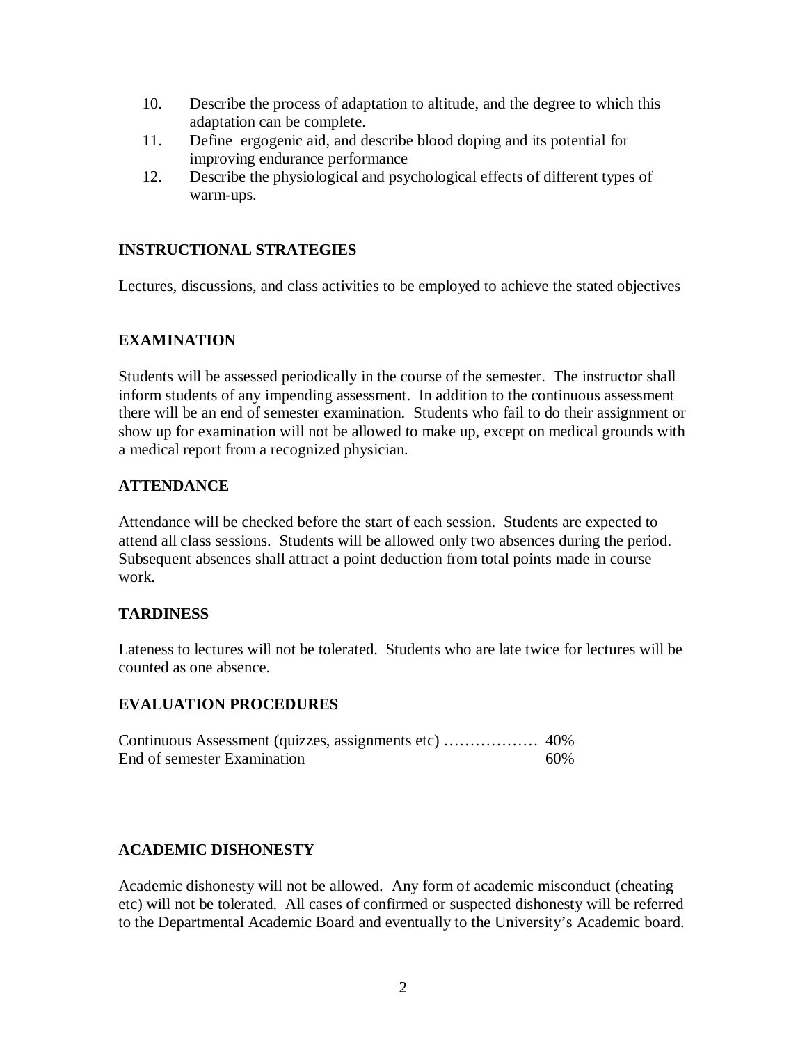10. Describe the process of adaptation to altitude, and the degree to which this adaptation can be complete.
11. Define ergogenic aid, and describe blood doping and its potential for improving endurance performance
12. Describe the physiological and psychological effects of different types of warm-ups.

### INSTRUCTIONAL STRATEGIES

Lectures, discussions, and class activities to be employed to achieve the stated objectives

### EXAMINATION

Students will be assessed periodically in the course of the semester. The instructor shall inform students of any impending assessment. In addition to the continuous assessment there will be an end of semester examination. Students who fail to do their assignment or show up for examination will not be allowed to make up, except on medical grounds with a medical report from a recognized physician.

### ATTENDANCE

Attendance will be checked before the start of each session. Students are expected to attend all class sessions. Students will be allowed only two absences during the period. Subsequent absences shall attract a point deduction from total points made in course work.

### TARDINESS

Lateness to lectures will not be tolerated. Students who are late twice for lectures will be counted as one absence.

### EVALUATION PROCEDURES

Continuous Assessment (quizzes, assignments etc) ……………… 40%
End of semester Examination 60%

### ACADEMIC DISHONESTY

Academic dishonesty will not be allowed. Any form of academic misconduct (cheating etc) will not be tolerated. All cases of confirmed or suspected dishonesty will be referred to the Departmental Academic Board and eventually to the University's Academic board.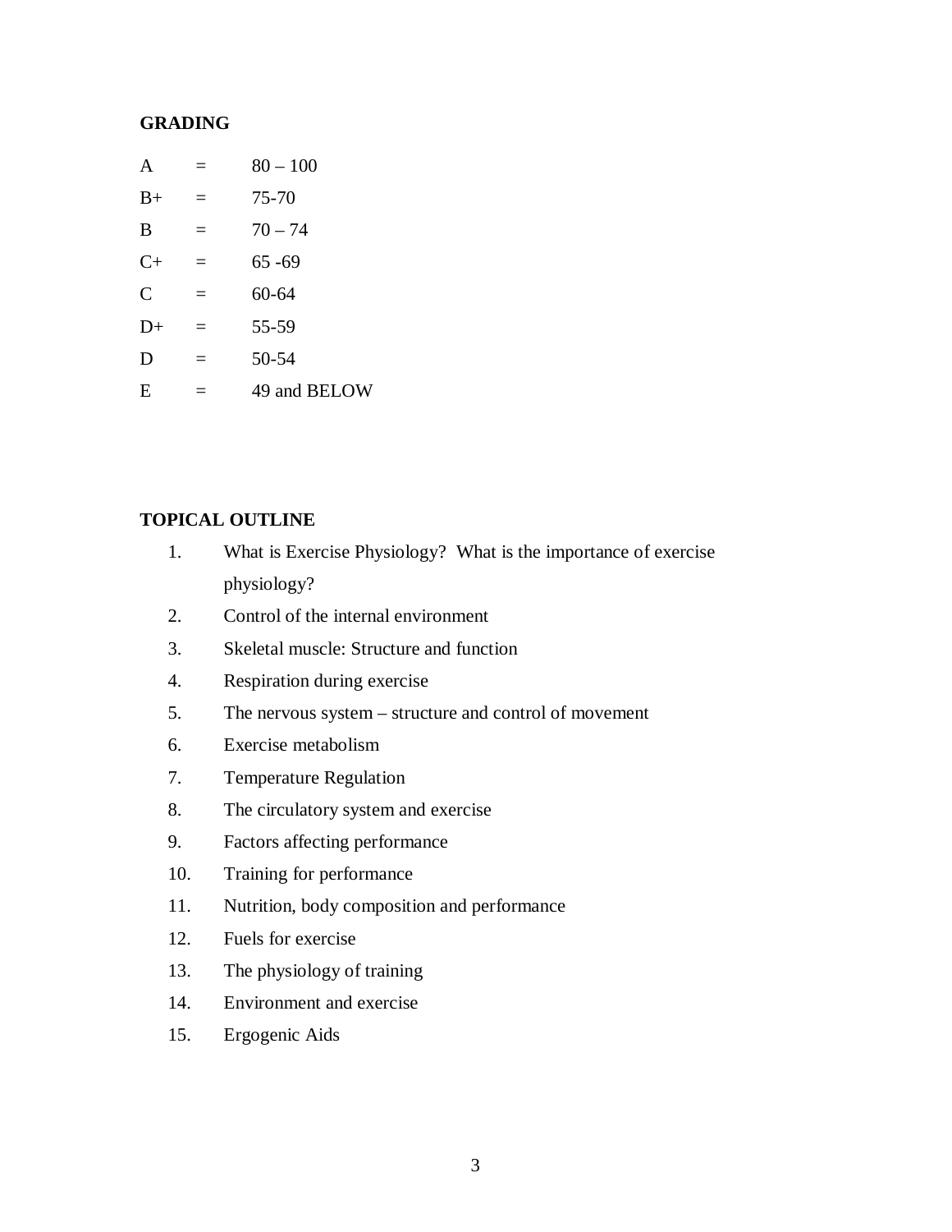**GRADING**

| | | |
|---|---|---|
| A | = | 80 – 100 |
| B+ | = | 75-70 |
| B | = | 70 – 74 |
| C+ | = | 65 -69 |
| C | = | 60-64 |
| D+ | = | 55-59 |
| D | = | 50-54 |
| E | = | 49 and BELOW |

**TOPICAL OUTLINE**

1. What is Exercise Physiology? What is the importance of exercise physiology?
2. Control of the internal environment
3. Skeletal muscle: Structure and function
4. Respiration during exercise
5. The nervous system – structure and control of movement
6. Exercise metabolism
7. Temperature Regulation
8. The circulatory system and exercise
9. Factors affecting performance
10. Training for performance
11. Nutrition, body composition and performance
12. Fuels for exercise
13. The physiology of training
14. Environment and exercise
15. Ergogenic Aids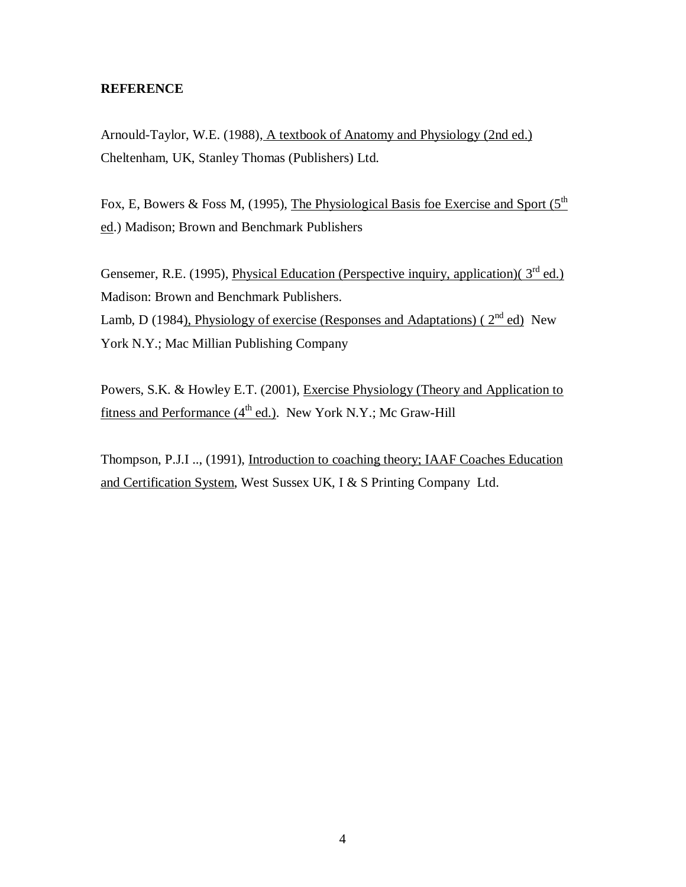**REFERENCE**

Arnould-Taylor, W.E. (1988), A textbook of Anatomy and Physiology (2nd ed.) Cheltenham, UK, Stanley Thomas (Publishers) Ltd.

Fox, E, Bowers & Foss M, (1995), The Physiological Basis foe Exercise and Sport (5th ed.) Madison; Brown and Benchmark Publishers

Gensemer, R.E. (1995), Physical Education (Perspective inquiry, application)( 3rd ed.) Madison: Brown and Benchmark Publishers.

Lamb, D (1984), Physiology of exercise (Responses and Adaptations) ( 2nd ed) New York N.Y.; Mac Millian Publishing Company

Powers, S.K. & Howley E.T. (2001), Exercise Physiology (Theory and Application to fitness and Performance (4th ed.). New York N.Y.; Mc Graw-Hill

Thompson, P.J.I .., (1991), Introduction to coaching theory; IAAF Coaches Education and Certification System, West Sussex UK, I & S Printing Company Ltd.